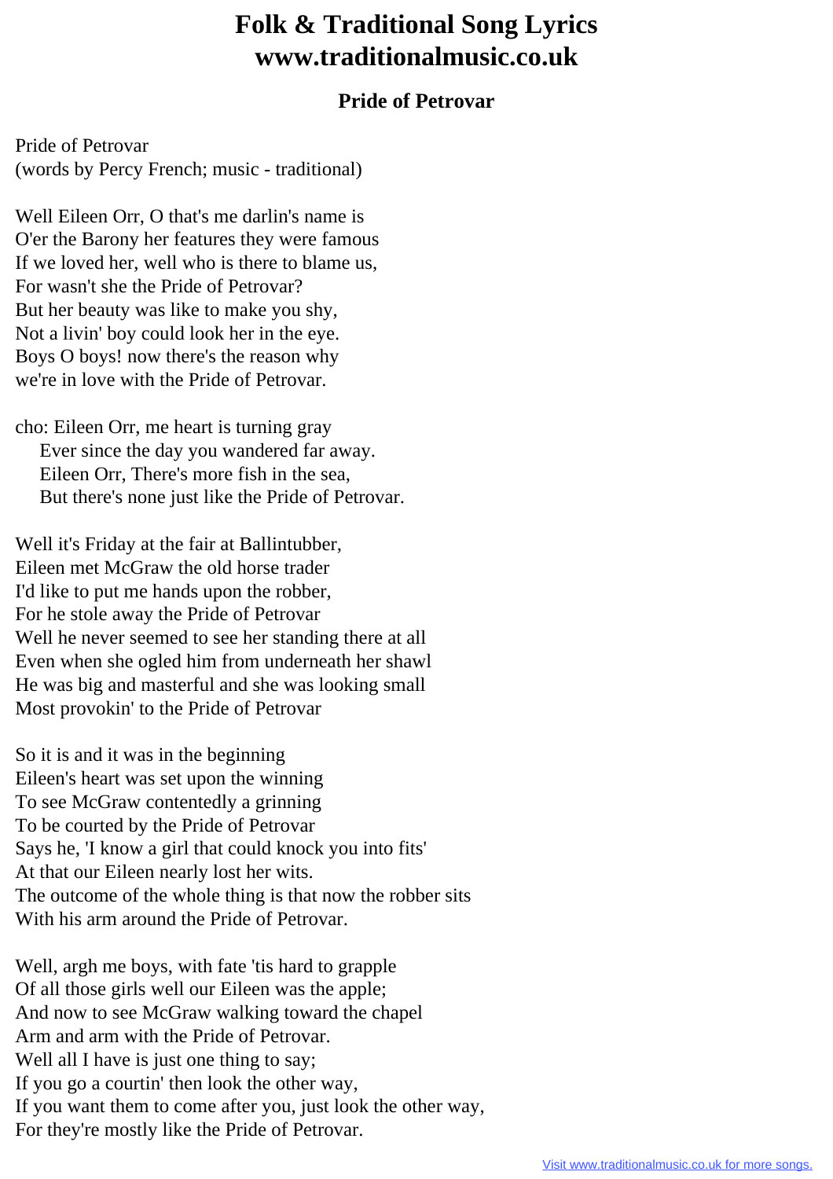# Folk & Traditional Song Lyrics
# www.traditionalmusic.co.uk

### Pride of Petrovar

Pride of Petrovar
(words by Percy French; music - traditional)

Well Eileen Orr, O that's me darlin's name is
O'er the Barony her features they were famous
If we loved her, well who is there to blame us,
For wasn't she the Pride of Petrovar?
But her beauty was like to make you shy,
Not a livin' boy could look her in the eye.
Boys O boys! now there's the reason why
we're in love with the Pride of Petrovar.

cho: Eileen Orr, me heart is turning gray
Ever since the day you wandered far away.
Eileen Orr, There's more fish in the sea,
But there's none just like the Pride of Petrovar.

Well it's Friday at the fair at Ballintubber,
Eileen met McGraw the old horse trader
I'd like to put me hands upon the robber,
For he stole away the Pride of Petrovar
Well he never seemed to see her standing there at all
Even when she ogled him from underneath her shawl
He was big and masterful and she was looking small
Most provokin' to the Pride of Petrovar

So it is and it was in the beginning
Eileen's heart was set upon the winning
To see McGraw contentedly a grinning
To be courted by the Pride of Petrovar
Says he, 'I know a girl that could knock you into fits'
At that our Eileen nearly lost her wits.
The outcome of the whole thing is that now the robber sits
With his arm around the Pride of Petrovar.

Well, argh me boys, with fate 'tis hard to grapple
Of all those girls well our Eileen was the apple;
And now to see McGraw walking toward the chapel
Arm and arm with the Pride of Petrovar.
Well all I have is just one thing to say;
If you go a courtin' then look the other way,
If you want them to come after you, just look the other way,
For they're mostly like the Pride of Petrovar.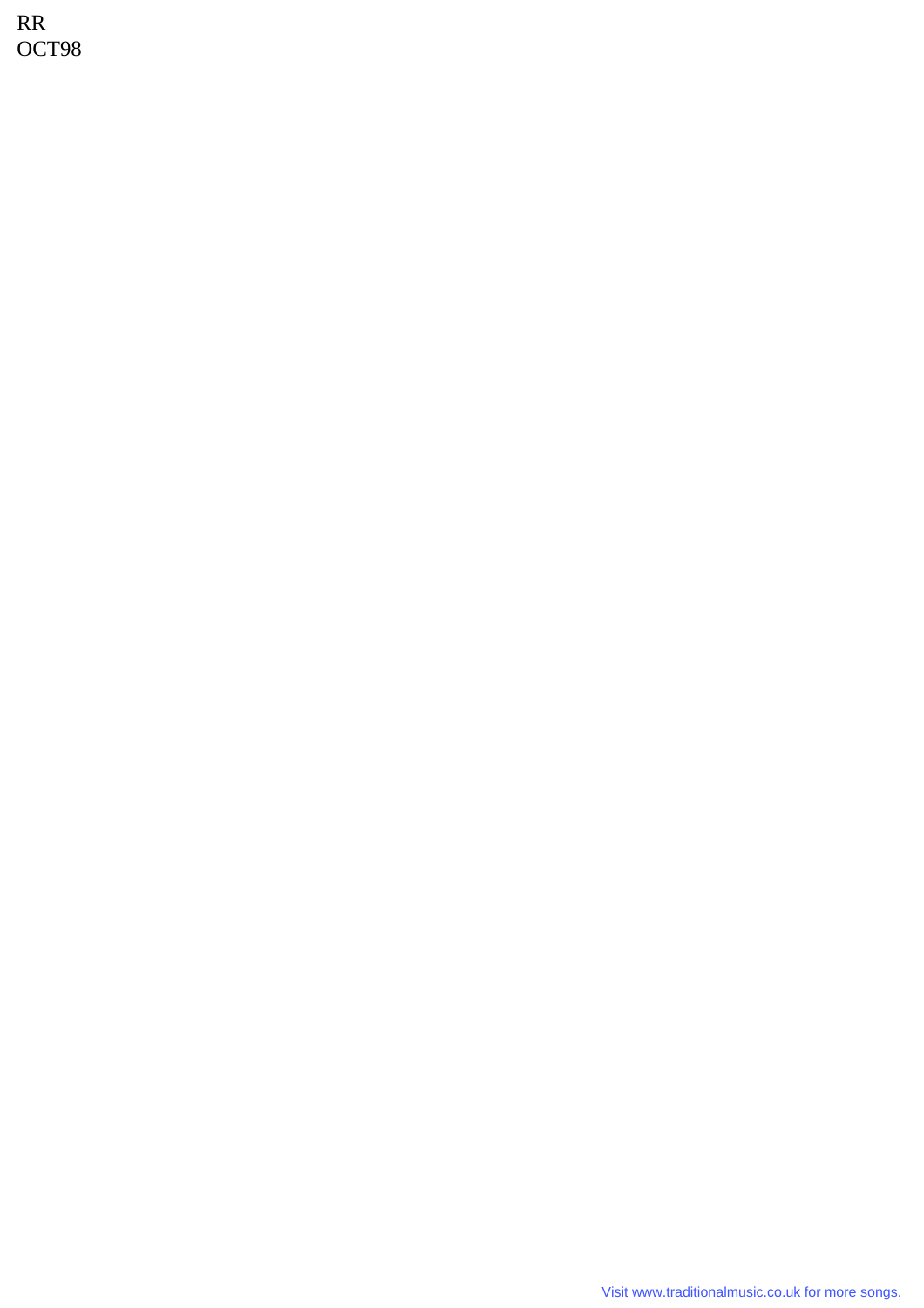RR
OCT98

Visit www.traditionalmusic.co.uk for more songs.